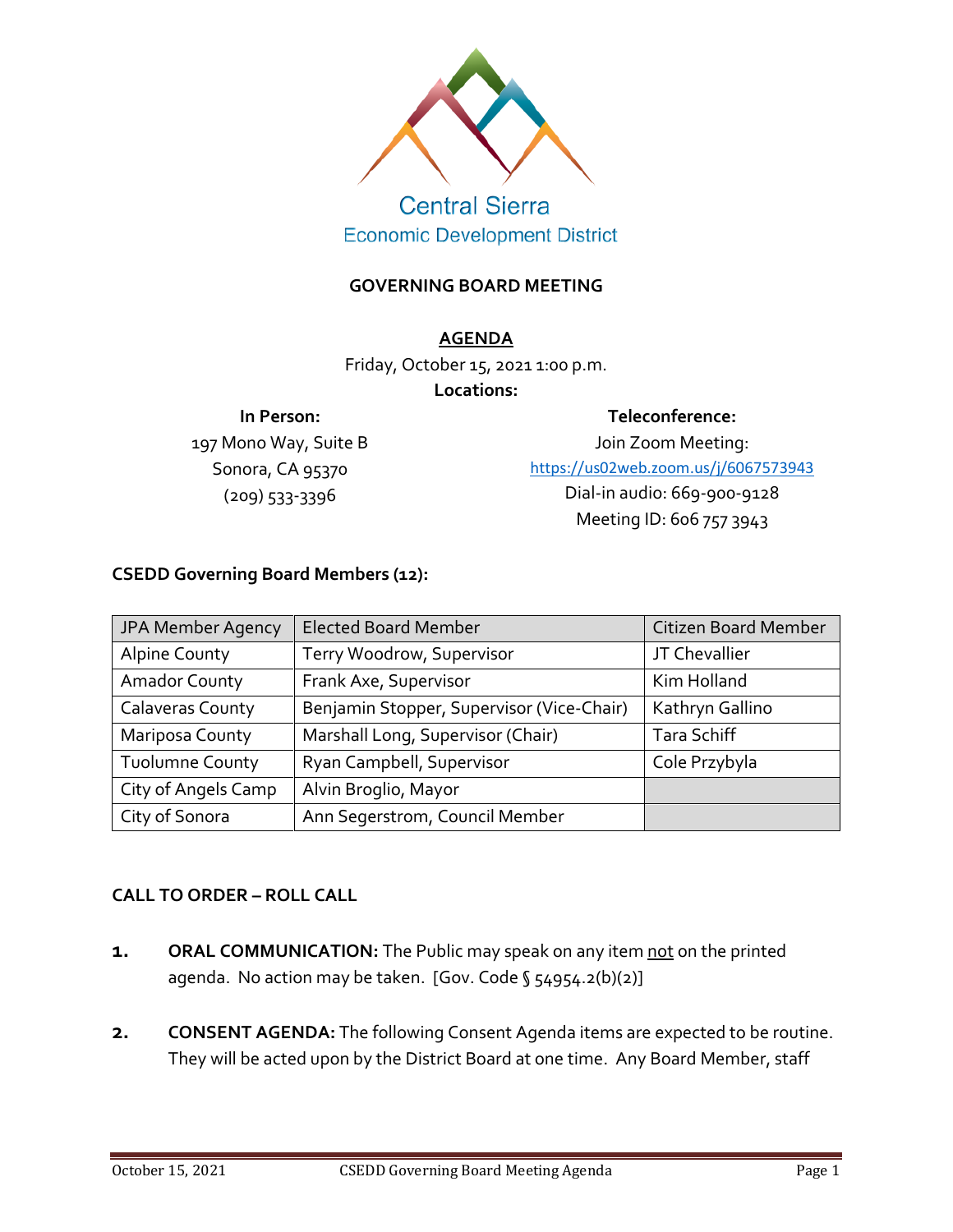Central Sierra
Economic Development District

**GOVERNING BOARD MEETING**

**AGENDA**

Friday, October 15, 2021 1:00 p.m.

**Locations:**

**In Person:**
197 Mono Way, Suite B
Sonora, CA 95370
(209) 533-3396

**Teleconference:**
Join Zoom Meeting:
https://us02web.zoom.us/j/6067573943
Dial-in audio: 669-900-9128
Meeting ID: 606 757 3943

**CSEDD Governing Board Members (12):**

| JPA Member Agency | Elected Board Member | Citizen Board Member |
|---|---|---|
| Alpine County | Terry Woodrow, Supervisor | JT Chevallier |
| Amador County | Frank Axe, Supervisor | Kim Holland |
| Calaveras County | Benjamin Stopper, Supervisor (Vice-Chair) | Kathryn Gallino |
| Mariposa County | Marshall Long, Supervisor (Chair) | Tara Schiff |
| Tuolumne County | Ryan Campbell, Supervisor | Cole Przybyla |
| City of Angels Camp | Alvin Broglio, Mayor | |
| City of Sonora | Ann Segerstrom, Council Member | |

**CALL TO ORDER – ROLL CALL**

1. **ORAL COMMUNICATION:** The Public may speak on any item not on the printed agenda. No action may be taken. [Gov. Code § 54954.2(b)(2)]

2. **CONSENT AGENDA:** The following Consent Agenda items are expected to be routine. They will be acted upon by the District Board at one time. Any Board Member, staff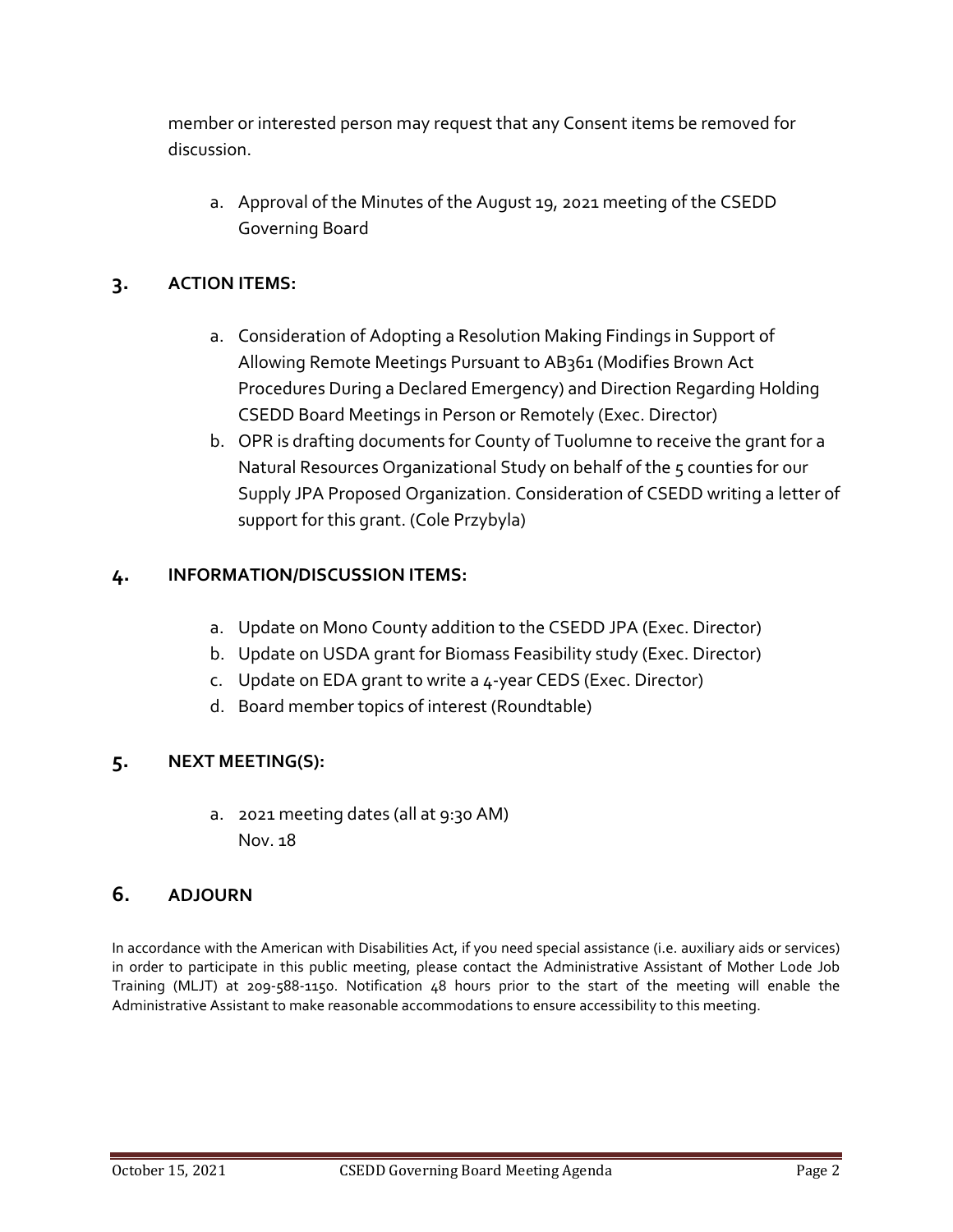member or interested person may request that any Consent items be removed for discussion.

a. Approval of the Minutes of the August 19, 2021 meeting of the CSEDD Governing Board

## 3. ACTION ITEMS:

a. Consideration of Adopting a Resolution Making Findings in Support of Allowing Remote Meetings Pursuant to AB361 (Modifies Brown Act Procedures During a Declared Emergency) and Direction Regarding Holding CSEDD Board Meetings in Person or Remotely (Exec. Director)
b. OPR is drafting documents for County of Tuolumne to receive the grant for a Natural Resources Organizational Study on behalf of the 5 counties for our Supply JPA Proposed Organization. Consideration of CSEDD writing a letter of support for this grant. (Cole Przybyla)

## 4. INFORMATION/DISCUSSION ITEMS:

a. Update on Mono County addition to the CSEDD JPA (Exec. Director)
b. Update on USDA grant for Biomass Feasibility study (Exec. Director)
c. Update on EDA grant to write a 4-year CEDS (Exec. Director)
d. Board member topics of interest (Roundtable)

## 5. NEXT MEETING(S):

a. 2021 meeting dates (all at 9:30 AM)
   Nov. 18

## 6. ADJOURN

In accordance with the American with Disabilities Act, if you need special assistance (i.e. auxiliary aids or services) in order to participate in this public meeting, please contact the Administrative Assistant of Mother Lode Job Training (MLJT) at 209-588-1150. Notification 48 hours prior to the start of the meeting will enable the Administrative Assistant to make reasonable accommodations to ensure accessibility to this meeting.